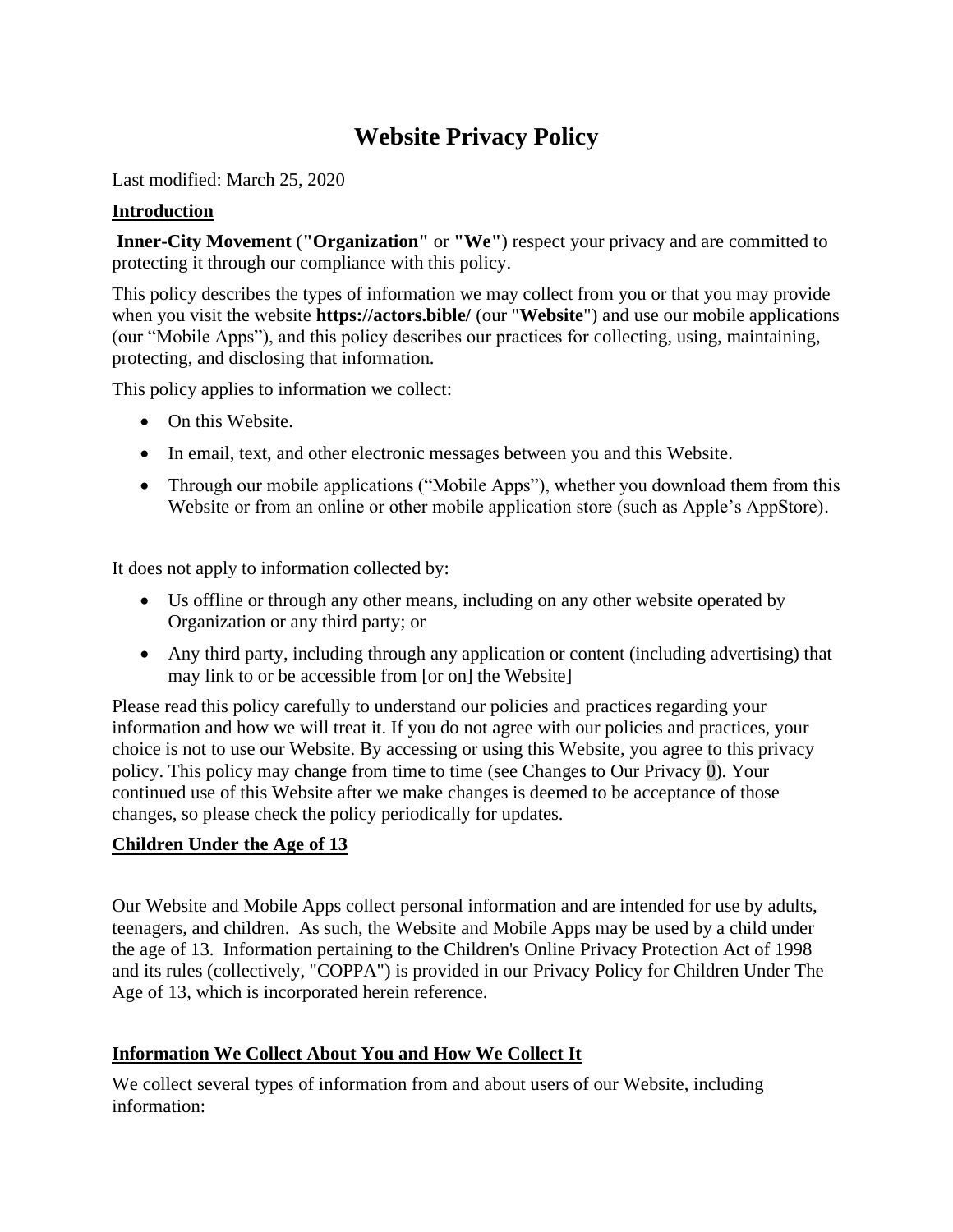# Website Privacy Policy

Last modified: March 25, 2020

## Introduction

**Inner-City Movement** (**"Organization"** or **"We"**) respect your privacy and are committed to protecting it through our compliance with this policy.

This policy describes the types of information we may collect from you or that you may provide when you visit the website **https://actors.bible/** (our "**Website**") and use our mobile applications (our "Mobile Apps"), and this policy describes our practices for collecting, using, maintaining, protecting, and disclosing that information.

This policy applies to information we collect:

- On this Website.
- In email, text, and other electronic messages between you and this Website.
- Through our mobile applications ("Mobile Apps"), whether you download them from this Website or from an online or other mobile application store (such as Apple's AppStore).

It does not apply to information collected by:

- Us offline or through any other means, including on any other website operated by Organization or any third party; or
- Any third party, including through any application or content (including advertising) that may link to or be accessible from [or on] the Website]

Please read this policy carefully to understand our policies and practices regarding your information and how we will treat it. If you do not agree with our policies and practices, your choice is not to use our Website. By accessing or using this Website, you agree to this privacy policy. This policy may change from time to time (see Changes to Our Privacy 0). Your continued use of this Website after we make changes is deemed to be acceptance of those changes, so please check the policy periodically for updates.

## Children Under the Age of 13

Our Website and Mobile Apps collect personal information and are intended for use by adults, teenagers, and children. As such, the Website and Mobile Apps may be used by a child under the age of 13. Information pertaining to the Children's Online Privacy Protection Act of 1998 and its rules (collectively, "COPPA") is provided in our Privacy Policy for Children Under The Age of 13, which is incorporated herein reference.

## Information We Collect About You and How We Collect It

We collect several types of information from and about users of our Website, including information: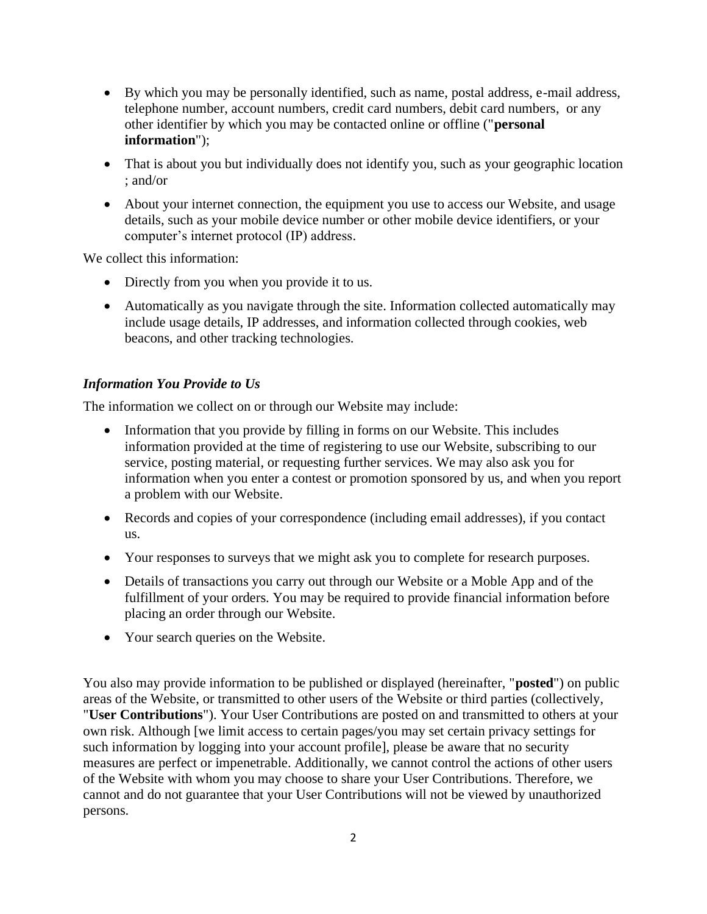- By which you may be personally identified, such as name, postal address, e-mail address, telephone number, account numbers, credit card numbers, debit card numbers, or any other identifier by which you may be contacted online or offline ("**personal information**");
- That is about you but individually does not identify you, such as your geographic location ; and/or
- About your internet connection, the equipment you use to access our Website, and usage details, such as your mobile device number or other mobile device identifiers, or your computer's internet protocol (IP) address.

We collect this information:

- Directly from you when you provide it to us.
- Automatically as you navigate through the site. Information collected automatically may include usage details, IP addresses, and information collected through cookies, web beacons, and other tracking technologies.

### ***Information You Provide to Us***

The information we collect on or through our Website may include:

- Information that you provide by filling in forms on our Website. This includes information provided at the time of registering to use our Website, subscribing to our service, posting material, or requesting further services. We may also ask you for information when you enter a contest or promotion sponsored by us, and when you report a problem with our Website.
- Records and copies of your correspondence (including email addresses), if you contact us.
- Your responses to surveys that we might ask you to complete for research purposes.
- Details of transactions you carry out through our Website or a Moble App and of the fulfillment of your orders. You may be required to provide financial information before placing an order through our Website.
- Your search queries on the Website.

You also may provide information to be published or displayed (hereinafter, "**posted**") on public areas of the Website, or transmitted to other users of the Website or third parties (collectively, "**User Contributions**"). Your User Contributions are posted on and transmitted to others at your own risk. Although [we limit access to certain pages/you may set certain privacy settings for such information by logging into your account profile], please be aware that no security measures are perfect or impenetrable. Additionally, we cannot control the actions of other users of the Website with whom you may choose to share your User Contributions. Therefore, we cannot and do not guarantee that your User Contributions will not be viewed by unauthorized persons.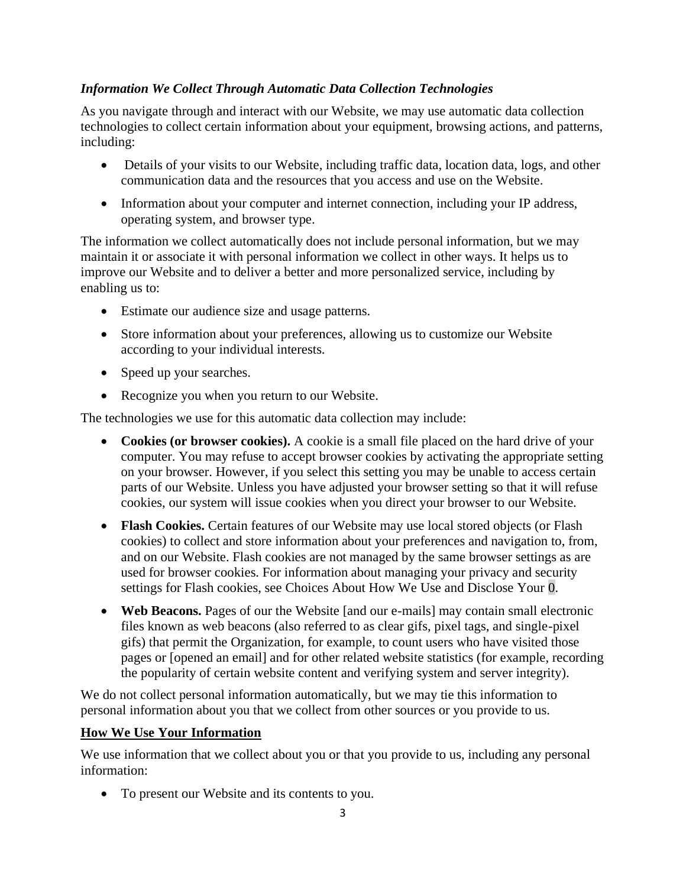### *Information We Collect Through Automatic Data Collection Technologies*

As you navigate through and interact with our Website, we may use automatic data collection technologies to collect certain information about your equipment, browsing actions, and patterns, including:

- Details of your visits to our Website, including traffic data, location data, logs, and other communication data and the resources that you access and use on the Website.
- Information about your computer and internet connection, including your IP address, operating system, and browser type.

The information we collect automatically does not include personal information, but we may maintain it or associate it with personal information we collect in other ways. It helps us to improve our Website and to deliver a better and more personalized service, including by enabling us to:

- Estimate our audience size and usage patterns.
- Store information about your preferences, allowing us to customize our Website according to your individual interests.
- Speed up your searches.
- Recognize you when you return to our Website.

The technologies we use for this automatic data collection may include:

- **Cookies (or browser cookies).** A cookie is a small file placed on the hard drive of your computer. You may refuse to accept browser cookies by activating the appropriate setting on your browser. However, if you select this setting you may be unable to access certain parts of our Website. Unless you have adjusted your browser setting so that it will refuse cookies, our system will issue cookies when you direct your browser to our Website.
- **Flash Cookies.** Certain features of our Website may use local stored objects (or Flash cookies) to collect and store information about your preferences and navigation to, from, and on our Website. Flash cookies are not managed by the same browser settings as are used for browser cookies. For information about managing your privacy and security settings for Flash cookies, see Choices About How We Use and Disclose Your 0.
- **Web Beacons.** Pages of our the Website [and our e-mails] may contain small electronic files known as web beacons (also referred to as clear gifs, pixel tags, and single-pixel gifs) that permit the Organization, for example, to count users who have visited those pages or [opened an email] and for other related website statistics (for example, recording the popularity of certain website content and verifying system and server integrity).

We do not collect personal information automatically, but we may tie this information to personal information about you that we collect from other sources or you provide to us.

## How We Use Your Information

We use information that we collect about you or that you provide to us, including any personal information:

- To present our Website and its contents to you.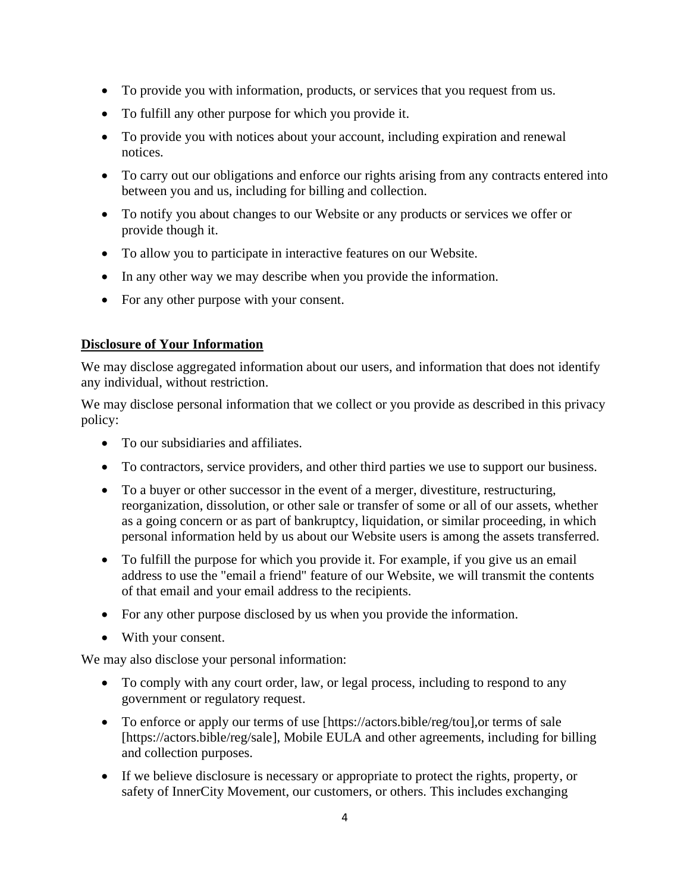- To provide you with information, products, or services that you request from us.
- To fulfill any other purpose for which you provide it.
- To provide you with notices about your account, including expiration and renewal notices.
- To carry out our obligations and enforce our rights arising from any contracts entered into between you and us, including for billing and collection.
- To notify you about changes to our Website or any products or services we offer or provide though it.
- To allow you to participate in interactive features on our Website.
- In any other way we may describe when you provide the information.
- For any other purpose with your consent.

## Disclosure of Your Information

We may disclose aggregated information about our users, and information that does not identify any individual, without restriction.

We may disclose personal information that we collect or you provide as described in this privacy policy:

- To our subsidiaries and affiliates.
- To contractors, service providers, and other third parties we use to support our business.
- To a buyer or other successor in the event of a merger, divestiture, restructuring, reorganization, dissolution, or other sale or transfer of some or all of our assets, whether as a going concern or as part of bankruptcy, liquidation, or similar proceeding, in which personal information held by us about our Website users is among the assets transferred.
- To fulfill the purpose for which you provide it. For example, if you give us an email address to use the "email a friend" feature of our Website, we will transmit the contents of that email and your email address to the recipients.
- For any other purpose disclosed by us when you provide the information.
- With your consent.

We may also disclose your personal information:

- To comply with any court order, law, or legal process, including to respond to any government or regulatory request.
- To enforce or apply our terms of use [https://actors.bible/reg/tou],or terms of sale [https://actors.bible/reg/sale], Mobile EULA and other agreements, including for billing and collection purposes.
- If we believe disclosure is necessary or appropriate to protect the rights, property, or safety of InnerCity Movement, our customers, or others. This includes exchanging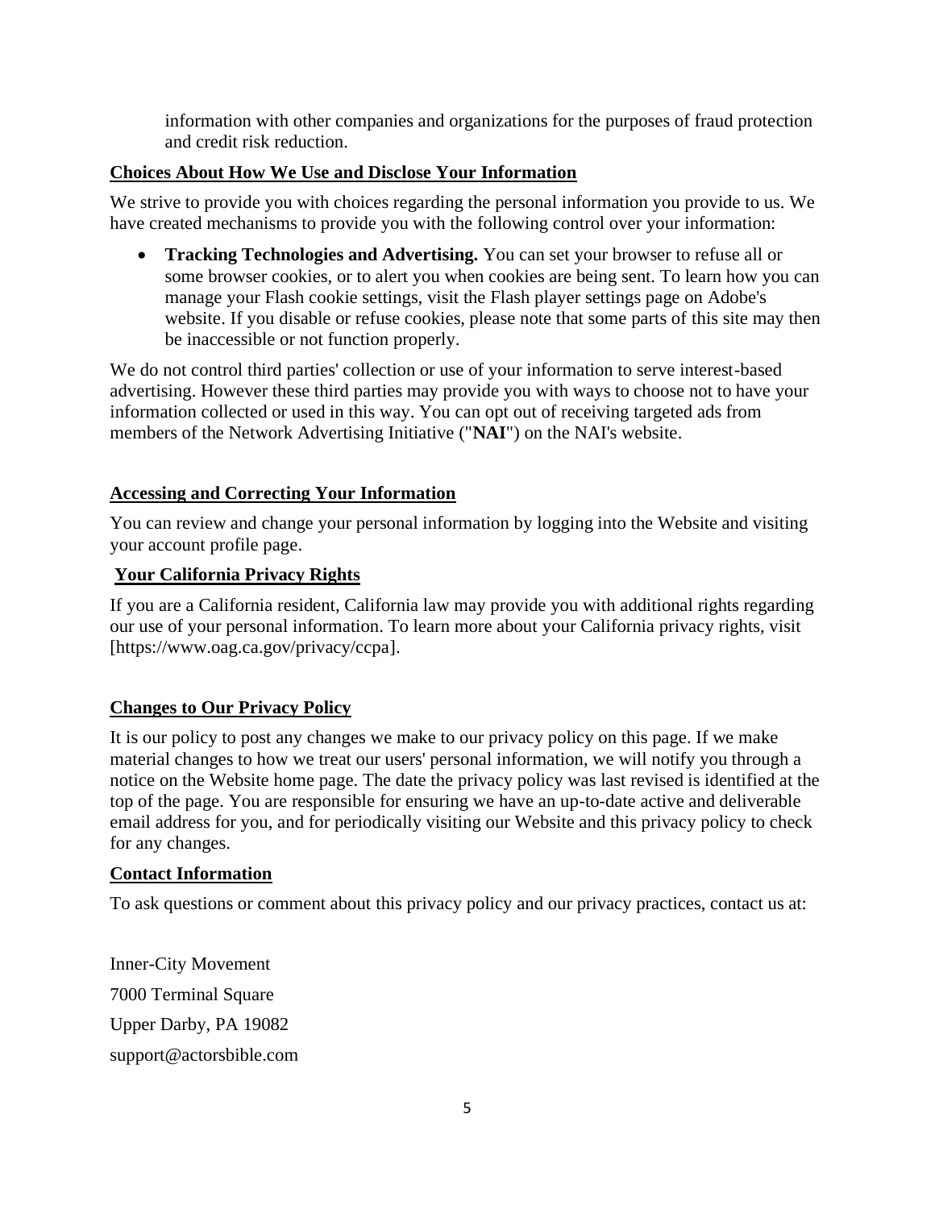information with other companies and organizations for the purposes of fraud protection and credit risk reduction.

## Choices About How We Use and Disclose Your Information

We strive to provide you with choices regarding the personal information you provide to us. We have created mechanisms to provide you with the following control over your information:

- **Tracking Technologies and Advertising.** You can set your browser to refuse all or some browser cookies, or to alert you when cookies are being sent. To learn how you can manage your Flash cookie settings, visit the Flash player settings page on Adobe's website. If you disable or refuse cookies, please note that some parts of this site may then be inaccessible or not function properly.

We do not control third parties' collection or use of your information to serve interest-based advertising. However these third parties may provide you with ways to choose not to have your information collected or used in this way. You can opt out of receiving targeted ads from members of the Network Advertising Initiative ("**NAI**") on the NAI's website.

## Accessing and Correcting Your Information

You can review and change your personal information by logging into the Website and visiting your account profile page.

## Your California Privacy Rights

If you are a California resident, California law may provide you with additional rights regarding our use of your personal information. To learn more about your California privacy rights, visit [https://www.oag.ca.gov/privacy/ccpa].

## Changes to Our Privacy Policy

It is our policy to post any changes we make to our privacy policy on this page. If we make material changes to how we treat our users' personal information, we will notify you through a notice on the Website home page. The date the privacy policy was last revised is identified at the top of the page. You are responsible for ensuring we have an up-to-date active and deliverable email address for you, and for periodically visiting our Website and this privacy policy to check for any changes.

## Contact Information

To ask questions or comment about this privacy policy and our privacy practices, contact us at:

Inner-City Movement

7000 Terminal Square

Upper Darby, PA 19082

support@actorsbible.com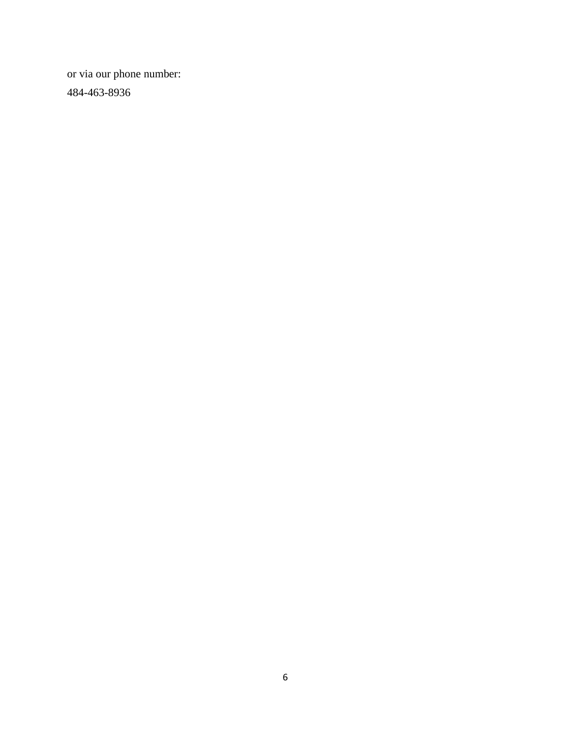or via our phone number:

484-463-8936